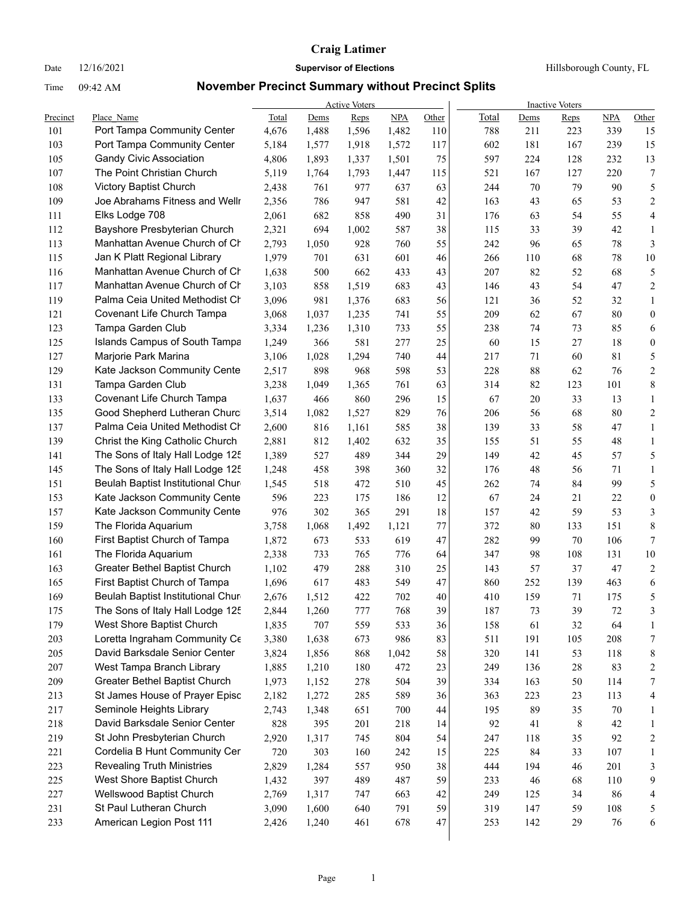# Craig Latimer

Date 12/16/2021 **Supervisor of Elections** Hillsborough County, FL

Time 09:42 AM **November Precinct Summary without Precinct Splits**

| | | Active Voters | | | | | Inactive Voters | | | | |
|---|---|---|---|---|---|---|---|---|---|---|---|
| Precinct | Place_Name | Total | Dems | Reps | NPA | Other | Total | Dems | Reps | NPA | Other |
| 101 | Port Tampa Community Center | 4,676 | 1,488 | 1,596 | 1,482 | 110 | 788 | 211 | 223 | 339 | 15 |
| 103 | Port Tampa Community Center | 5,184 | 1,577 | 1,918 | 1,572 | 117 | 602 | 181 | 167 | 239 | 15 |
| 105 | Gandy Civic Association | 4,806 | 1,893 | 1,337 | 1,501 | 75 | 597 | 224 | 128 | 232 | 13 |
| 107 | The Point Christian Church | 5,119 | 1,764 | 1,793 | 1,447 | 115 | 521 | 167 | 127 | 220 | 7 |
| 108 | Victory Baptist Church | 2,438 | 761 | 977 | 637 | 63 | 244 | 70 | 79 | 90 | 5 |
| 109 | Joe Abrahams Fitness and Welln | 2,356 | 786 | 947 | 581 | 42 | 163 | 43 | 65 | 53 | 2 |
| 111 | Elks Lodge 708 | 2,061 | 682 | 858 | 490 | 31 | 176 | 63 | 54 | 55 | 4 |
| 112 | Bayshore Presbyterian Church | 2,321 | 694 | 1,002 | 587 | 38 | 115 | 33 | 39 | 42 | 1 |
| 113 | Manhattan Avenue Church of Ch | 2,793 | 1,050 | 928 | 760 | 55 | 242 | 96 | 65 | 78 | 3 |
| 115 | Jan K Platt Regional Library | 1,979 | 701 | 631 | 601 | 46 | 266 | 110 | 68 | 78 | 10 |
| 116 | Manhattan Avenue Church of Ch | 1,638 | 500 | 662 | 433 | 43 | 207 | 82 | 52 | 68 | 5 |
| 117 | Manhattan Avenue Church of Ch | 3,103 | 858 | 1,519 | 683 | 43 | 146 | 43 | 54 | 47 | 2 |
| 119 | Palma Ceia United Methodist Ch | 3,096 | 981 | 1,376 | 683 | 56 | 121 | 36 | 52 | 32 | 1 |
| 121 | Covenant Life Church Tampa | 3,068 | 1,037 | 1,235 | 741 | 55 | 209 | 62 | 67 | 80 | 0 |
| 123 | Tampa Garden Club | 3,334 | 1,236 | 1,310 | 733 | 55 | 238 | 74 | 73 | 85 | 6 |
| 125 | Islands Campus of South Tampa | 1,249 | 366 | 581 | 277 | 25 | 60 | 15 | 27 | 18 | 0 |
| 127 | Marjorie Park Marina | 3,106 | 1,028 | 1,294 | 740 | 44 | 217 | 71 | 60 | 81 | 5 |
| 129 | Kate Jackson Community Cente | 2,517 | 898 | 968 | 598 | 53 | 228 | 88 | 62 | 76 | 2 |
| 131 | Tampa Garden Club | 3,238 | 1,049 | 1,365 | 761 | 63 | 314 | 82 | 123 | 101 | 8 |
| 133 | Covenant Life Church Tampa | 1,637 | 466 | 860 | 296 | 15 | 67 | 20 | 33 | 13 | 1 |
| 135 | Good Shepherd Lutheran Churc | 3,514 | 1,082 | 1,527 | 829 | 76 | 206 | 56 | 68 | 80 | 2 |
| 137 | Palma Ceia United Methodist Ch | 2,600 | 816 | 1,161 | 585 | 38 | 139 | 33 | 58 | 47 | 1 |
| 139 | Christ the King Catholic Church | 2,881 | 812 | 1,402 | 632 | 35 | 155 | 51 | 55 | 48 | 1 |
| 141 | The Sons of Italy Hall Lodge 125 | 1,389 | 527 | 489 | 344 | 29 | 149 | 42 | 45 | 57 | 5 |
| 145 | The Sons of Italy Hall Lodge 125 | 1,248 | 458 | 398 | 360 | 32 | 176 | 48 | 56 | 71 | 1 |
| 151 | Beulah Baptist Institutional Chur | 1,545 | 518 | 472 | 510 | 45 | 262 | 74 | 84 | 99 | 5 |
| 153 | Kate Jackson Community Cente | 596 | 223 | 175 | 186 | 12 | 67 | 24 | 21 | 22 | 0 |
| 157 | Kate Jackson Community Cente | 976 | 302 | 365 | 291 | 18 | 157 | 42 | 59 | 53 | 3 |
| 159 | The Florida Aquarium | 3,758 | 1,068 | 1,492 | 1,121 | 77 | 372 | 80 | 133 | 151 | 8 |
| 160 | First Baptist Church of Tampa | 1,872 | 673 | 533 | 619 | 47 | 282 | 99 | 70 | 106 | 7 |
| 161 | The Florida Aquarium | 2,338 | 733 | 765 | 776 | 64 | 347 | 98 | 108 | 131 | 10 |
| 163 | Greater Bethel Baptist Church | 1,102 | 479 | 288 | 310 | 25 | 143 | 57 | 37 | 47 | 2 |
| 165 | First Baptist Church of Tampa | 1,696 | 617 | 483 | 549 | 47 | 860 | 252 | 139 | 463 | 6 |
| 169 | Beulah Baptist Institutional Chur | 2,676 | 1,512 | 422 | 702 | 40 | 410 | 159 | 71 | 175 | 5 |
| 175 | The Sons of Italy Hall Lodge 125 | 2,844 | 1,260 | 777 | 768 | 39 | 187 | 73 | 39 | 72 | 3 |
| 179 | West Shore Baptist Church | 1,835 | 707 | 559 | 533 | 36 | 158 | 61 | 32 | 64 | 1 |
| 203 | Loretta Ingraham Community Ce | 3,380 | 1,638 | 673 | 986 | 83 | 511 | 191 | 105 | 208 | 7 |
| 205 | David Barksdale Senior Center | 3,824 | 1,856 | 868 | 1,042 | 58 | 320 | 141 | 53 | 118 | 8 |
| 207 | West Tampa Branch Library | 1,885 | 1,210 | 180 | 472 | 23 | 249 | 136 | 28 | 83 | 2 |
| 209 | Greater Bethel Baptist Church | 1,973 | 1,152 | 278 | 504 | 39 | 334 | 163 | 50 | 114 | 7 |
| 213 | St James House of Prayer Episc | 2,182 | 1,272 | 285 | 589 | 36 | 363 | 223 | 23 | 113 | 4 |
| 217 | Seminole Heights Library | 2,743 | 1,348 | 651 | 700 | 44 | 195 | 89 | 35 | 70 | 1 |
| 218 | David Barksdale Senior Center | 828 | 395 | 201 | 218 | 14 | 92 | 41 | 8 | 42 | 1 |
| 219 | St John Presbyterian Church | 2,920 | 1,317 | 745 | 804 | 54 | 247 | 118 | 35 | 92 | 2 |
| 221 | Cordelia B Hunt Community Cer | 720 | 303 | 160 | 242 | 15 | 225 | 84 | 33 | 107 | 1 |
| 223 | Revealing Truth Ministries | 2,829 | 1,284 | 557 | 950 | 38 | 444 | 194 | 46 | 201 | 3 |
| 225 | West Shore Baptist Church | 1,432 | 397 | 489 | 487 | 59 | 233 | 46 | 68 | 110 | 9 |
| 227 | Wellswood Baptist Church | 2,769 | 1,317 | 747 | 663 | 42 | 249 | 125 | 34 | 86 | 4 |
| 231 | St Paul Lutheran Church | 3,090 | 1,600 | 640 | 791 | 59 | 319 | 147 | 59 | 108 | 5 |
| 233 | American Legion Post 111 | 2,426 | 1,240 | 461 | 678 | 47 | 253 | 142 | 29 | 76 | 6 |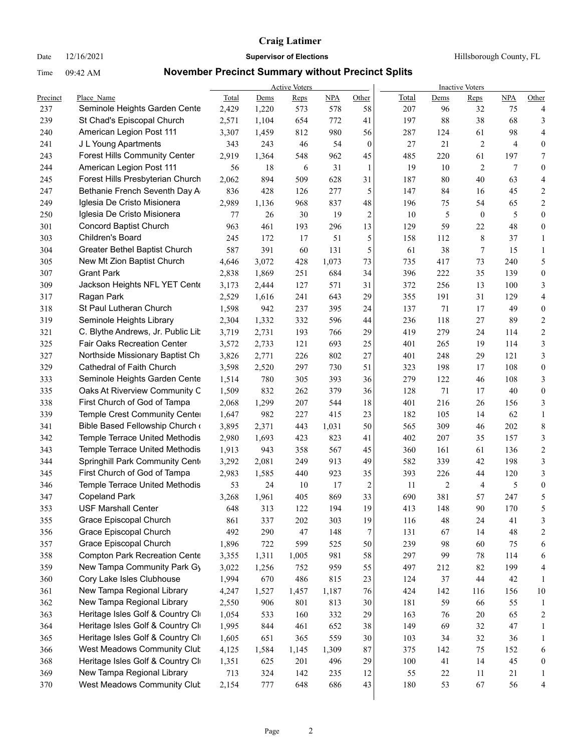# November Precinct Summary without Precinct Splits

| | | Active Voters | | | | | Inactive Voters | | | | |
|---|---|---|---|---|---|---|---|---|---|---|---|
| Precinct | Place_Name | Total | Dems | Reps | NPA | Other | Total | Dems | Reps | NPA | Other |
| 237 | Seminole Heights Garden Cente | 2,429 | 1,220 | 573 | 578 | 58 | 207 | 96 | 32 | 75 | 4 |
| 239 | St Chad's Episcopal Church | 2,571 | 1,104 | 654 | 772 | 41 | 197 | 88 | 38 | 68 | 3 |
| 240 | American Legion Post 111 | 3,307 | 1,459 | 812 | 980 | 56 | 287 | 124 | 61 | 98 | 4 |
| 241 | J L Young Apartments | 343 | 243 | 46 | 54 | 0 | 27 | 21 | 2 | 4 | 0 |
| 243 | Forest Hills Community Center | 2,919 | 1,364 | 548 | 962 | 45 | 485 | 220 | 61 | 197 | 7 |
| 244 | American Legion Post 111 | 56 | 18 | 6 | 31 | 1 | 19 | 10 | 2 | 7 | 0 |
| 245 | Forest Hills Presbyterian Church | 2,062 | 894 | 509 | 628 | 31 | 187 | 80 | 40 | 63 | 4 |
| 247 | Bethanie French Seventh Day A | 836 | 428 | 126 | 277 | 5 | 147 | 84 | 16 | 45 | 2 |
| 249 | Iglesia De Cristo Misionera | 2,989 | 1,136 | 968 | 837 | 48 | 196 | 75 | 54 | 65 | 2 |
| 250 | Iglesia De Cristo Misionera | 77 | 26 | 30 | 19 | 2 | 10 | 5 | 0 | 5 | 0 |
| 301 | Concord Baptist Church | 963 | 461 | 193 | 296 | 13 | 129 | 59 | 22 | 48 | 0 |
| 303 | Children's Board | 245 | 172 | 17 | 51 | 5 | 158 | 112 | 8 | 37 | 1 |
| 304 | Greater Bethel Baptist Church | 587 | 391 | 60 | 131 | 5 | 61 | 38 | 7 | 15 | 1 |
| 305 | New Mt Zion Baptist Church | 4,646 | 3,072 | 428 | 1,073 | 73 | 735 | 417 | 73 | 240 | 5 |
| 307 | Grant Park | 2,838 | 1,869 | 251 | 684 | 34 | 396 | 222 | 35 | 139 | 0 |
| 309 | Jackson Heights NFL YET Cente | 3,173 | 2,444 | 127 | 571 | 31 | 372 | 256 | 13 | 100 | 3 |
| 317 | Ragan Park | 2,529 | 1,616 | 241 | 643 | 29 | 355 | 191 | 31 | 129 | 4 |
| 318 | St Paul Lutheran Church | 1,598 | 942 | 237 | 395 | 24 | 137 | 71 | 17 | 49 | 0 |
| 319 | Seminole Heights Library | 2,304 | 1,332 | 332 | 596 | 44 | 236 | 118 | 27 | 89 | 2 |
| 321 | C. Blythe Andrews, Jr. Public Lib | 3,719 | 2,731 | 193 | 766 | 29 | 419 | 279 | 24 | 114 | 2 |
| 325 | Fair Oaks Recreation Center | 3,572 | 2,733 | 121 | 693 | 25 | 401 | 265 | 19 | 114 | 3 |
| 327 | Northside Missionary Baptist Ch | 3,826 | 2,771 | 226 | 802 | 27 | 401 | 248 | 29 | 121 | 3 |
| 329 | Cathedral of Faith Church | 3,598 | 2,520 | 297 | 730 | 51 | 323 | 198 | 17 | 108 | 0 |
| 333 | Seminole Heights Garden Cente | 1,514 | 780 | 305 | 393 | 36 | 279 | 122 | 46 | 108 | 3 |
| 335 | Oaks At Riverview Community C | 1,509 | 832 | 262 | 379 | 36 | 128 | 71 | 17 | 40 | 0 |
| 338 | First Church of God of Tampa | 2,068 | 1,299 | 207 | 544 | 18 | 401 | 216 | 26 | 156 | 3 |
| 339 | Temple Crest Community Center | 1,647 | 982 | 227 | 415 | 23 | 182 | 105 | 14 | 62 | 1 |
| 341 | Bible Based Fellowship Church ( | 3,895 | 2,371 | 443 | 1,031 | 50 | 565 | 309 | 46 | 202 | 8 |
| 342 | Temple Terrace United Methodis | 2,980 | 1,693 | 423 | 823 | 41 | 402 | 207 | 35 | 157 | 3 |
| 343 | Temple Terrace United Methodis | 1,913 | 943 | 358 | 567 | 45 | 360 | 161 | 61 | 136 | 2 |
| 344 | Springhill Park Community Cent | 3,292 | 2,081 | 249 | 913 | 49 | 582 | 339 | 42 | 198 | 3 |
| 345 | First Church of God of Tampa | 2,983 | 1,585 | 440 | 923 | 35 | 393 | 226 | 44 | 120 | 3 |
| 346 | Temple Terrace United Methodis | 53 | 24 | 10 | 17 | 2 | 11 | 2 | 4 | 5 | 0 |
| 347 | Copeland Park | 3,268 | 1,961 | 405 | 869 | 33 | 690 | 381 | 57 | 247 | 5 |
| 353 | USF Marshall Center | 648 | 313 | 122 | 194 | 19 | 413 | 148 | 90 | 170 | 5 |
| 355 | Grace Episcopal Church | 861 | 337 | 202 | 303 | 19 | 116 | 48 | 24 | 41 | 3 |
| 356 | Grace Episcopal Church | 492 | 290 | 47 | 148 | 7 | 131 | 67 | 14 | 48 | 2 |
| 357 | Grace Episcopal Church | 1,896 | 722 | 599 | 525 | 50 | 239 | 98 | 60 | 75 | 6 |
| 358 | Compton Park Recreation Cente | 3,355 | 1,311 | 1,005 | 981 | 58 | 297 | 99 | 78 | 114 | 6 |
| 359 | New Tampa Community Park Gy | 3,022 | 1,256 | 752 | 959 | 55 | 497 | 212 | 82 | 199 | 4 |
| 360 | Cory Lake Isles Clubhouse | 1,994 | 670 | 486 | 815 | 23 | 124 | 37 | 44 | 42 | 1 |
| 361 | New Tampa Regional Library | 4,247 | 1,527 | 1,457 | 1,187 | 76 | 424 | 142 | 116 | 156 | 10 |
| 362 | New Tampa Regional Library | 2,550 | 906 | 801 | 813 | 30 | 181 | 59 | 66 | 55 | 1 |
| 363 | Heritage Isles Golf & Country Cl | 1,054 | 533 | 160 | 332 | 29 | 163 | 76 | 20 | 65 | 2 |
| 364 | Heritage Isles Golf & Country Cl | 1,995 | 844 | 461 | 652 | 38 | 149 | 69 | 32 | 47 | 1 |
| 365 | Heritage Isles Golf & Country Cl | 1,605 | 651 | 365 | 559 | 30 | 103 | 34 | 32 | 36 | 1 |
| 366 | West Meadows Community Club | 4,125 | 1,584 | 1,145 | 1,309 | 87 | 375 | 142 | 75 | 152 | 6 |
| 368 | Heritage Isles Golf & Country Cl | 1,351 | 625 | 201 | 496 | 29 | 100 | 41 | 14 | 45 | 0 |
| 369 | New Tampa Regional Library | 713 | 324 | 142 | 235 | 12 | 55 | 22 | 11 | 21 | 1 |
| 370 | West Meadows Community Club | 2,154 | 777 | 648 | 686 | 43 | 180 | 53 | 67 | 56 | 4 |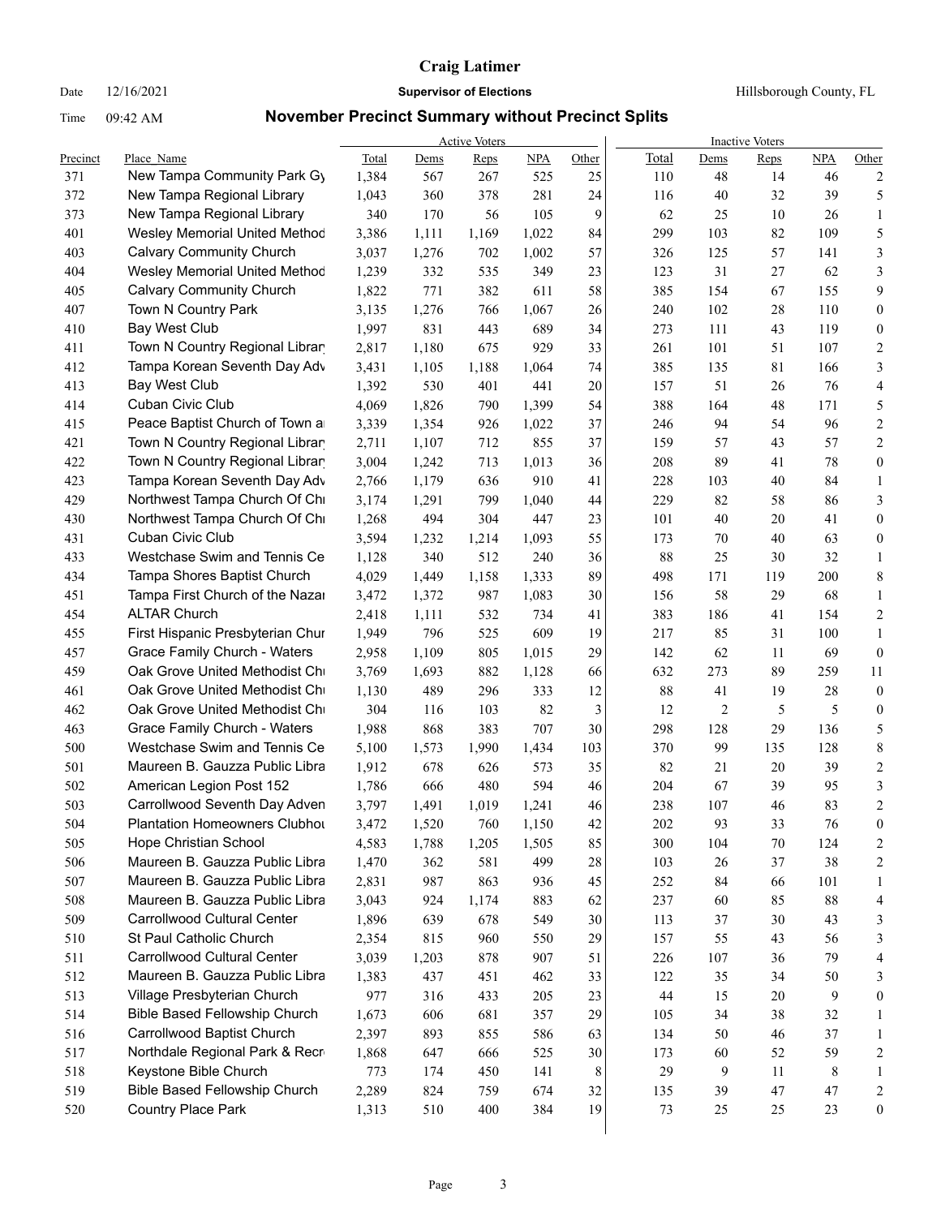# Craig Latimer

**Supervisor of Elections**

Hillsborough County, FL

Date 12/16/2021

Time 09:42 AM

## November Precinct Summary without Precinct Splits

| | | Active Voters | | | | | Inactive Voters | | | | |
|---|---|---|---|---|---|---|---|---|---|---|---|
| Precinct | Place_Name | Total | Dems | Reps | NPA | Other | Total | Dems | Reps | NPA | Other |
| 371 | New Tampa Community Park Gy | 1,384 | 567 | 267 | 525 | 25 | 110 | 48 | 14 | 46 | 2 |
| 372 | New Tampa Regional Library | 1,043 | 360 | 378 | 281 | 24 | 116 | 40 | 32 | 39 | 5 |
| 373 | New Tampa Regional Library | 340 | 170 | 56 | 105 | 9 | 62 | 25 | 10 | 26 | 1 |
| 401 | Wesley Memorial United Method | 3,386 | 1,111 | 1,169 | 1,022 | 84 | 299 | 103 | 82 | 109 | 5 |
| 403 | Calvary Community Church | 3,037 | 1,276 | 702 | 1,002 | 57 | 326 | 125 | 57 | 141 | 3 |
| 404 | Wesley Memorial United Method | 1,239 | 332 | 535 | 349 | 23 | 123 | 31 | 27 | 62 | 3 |
| 405 | Calvary Community Church | 1,822 | 771 | 382 | 611 | 58 | 385 | 154 | 67 | 155 | 9 |
| 407 | Town N Country Park | 3,135 | 1,276 | 766 | 1,067 | 26 | 240 | 102 | 28 | 110 | 0 |
| 410 | Bay West Club | 1,997 | 831 | 443 | 689 | 34 | 273 | 111 | 43 | 119 | 0 |
| 411 | Town N Country Regional Librar | 2,817 | 1,180 | 675 | 929 | 33 | 261 | 101 | 51 | 107 | 2 |
| 412 | Tampa Korean Seventh Day Adv | 3,431 | 1,105 | 1,188 | 1,064 | 74 | 385 | 135 | 81 | 166 | 3 |
| 413 | Bay West Club | 1,392 | 530 | 401 | 441 | 20 | 157 | 51 | 26 | 76 | 4 |
| 414 | Cuban Civic Club | 4,069 | 1,826 | 790 | 1,399 | 54 | 388 | 164 | 48 | 171 | 5 |
| 415 | Peace Baptist Church of Town a | 3,339 | 1,354 | 926 | 1,022 | 37 | 246 | 94 | 54 | 96 | 2 |
| 421 | Town N Country Regional Librar | 2,711 | 1,107 | 712 | 855 | 37 | 159 | 57 | 43 | 57 | 2 |
| 422 | Town N Country Regional Librar | 3,004 | 1,242 | 713 | 1,013 | 36 | 208 | 89 | 41 | 78 | 0 |
| 423 | Tampa Korean Seventh Day Adv | 2,766 | 1,179 | 636 | 910 | 41 | 228 | 103 | 40 | 84 | 1 |
| 429 | Northwest Tampa Church Of Chi | 3,174 | 1,291 | 799 | 1,040 | 44 | 229 | 82 | 58 | 86 | 3 |
| 430 | Northwest Tampa Church Of Chi | 1,268 | 494 | 304 | 447 | 23 | 101 | 40 | 20 | 41 | 0 |
| 431 | Cuban Civic Club | 3,594 | 1,232 | 1,214 | 1,093 | 55 | 173 | 70 | 40 | 63 | 0 |
| 433 | Westchase Swim and Tennis Ce | 1,128 | 340 | 512 | 240 | 36 | 88 | 25 | 30 | 32 | 1 |
| 434 | Tampa Shores Baptist Church | 4,029 | 1,449 | 1,158 | 1,333 | 89 | 498 | 171 | 119 | 200 | 8 |
| 451 | Tampa First Church of the Nazai | 3,472 | 1,372 | 987 | 1,083 | 30 | 156 | 58 | 29 | 68 | 1 |
| 454 | ALTAR Church | 2,418 | 1,111 | 532 | 734 | 41 | 383 | 186 | 41 | 154 | 2 |
| 455 | First Hispanic Presbyterian Chur | 1,949 | 796 | 525 | 609 | 19 | 217 | 85 | 31 | 100 | 1 |
| 457 | Grace Family Church - Waters | 2,958 | 1,109 | 805 | 1,015 | 29 | 142 | 62 | 11 | 69 | 0 |
| 459 | Oak Grove United Methodist Chi | 3,769 | 1,693 | 882 | 1,128 | 66 | 632 | 273 | 89 | 259 | 11 |
| 461 | Oak Grove United Methodist Chi | 1,130 | 489 | 296 | 333 | 12 | 88 | 41 | 19 | 28 | 0 |
| 462 | Oak Grove United Methodist Chi | 304 | 116 | 103 | 82 | 3 | 12 | 2 | 5 | 5 | 0 |
| 463 | Grace Family Church - Waters | 1,988 | 868 | 383 | 707 | 30 | 298 | 128 | 29 | 136 | 5 |
| 500 | Westchase Swim and Tennis Ce | 5,100 | 1,573 | 1,990 | 1,434 | 103 | 370 | 99 | 135 | 128 | 8 |
| 501 | Maureen B. Gauzza Public Libra | 1,912 | 678 | 626 | 573 | 35 | 82 | 21 | 20 | 39 | 2 |
| 502 | American Legion Post 152 | 1,786 | 666 | 480 | 594 | 46 | 204 | 67 | 39 | 95 | 3 |
| 503 | Carrollwood Seventh Day Adven | 3,797 | 1,491 | 1,019 | 1,241 | 46 | 238 | 107 | 46 | 83 | 2 |
| 504 | Plantation Homeowners Clubhou | 3,472 | 1,520 | 760 | 1,150 | 42 | 202 | 93 | 33 | 76 | 0 |
| 505 | Hope Christian School | 4,583 | 1,788 | 1,205 | 1,505 | 85 | 300 | 104 | 70 | 124 | 2 |
| 506 | Maureen B. Gauzza Public Libra | 1,470 | 362 | 581 | 499 | 28 | 103 | 26 | 37 | 38 | 2 |
| 507 | Maureen B. Gauzza Public Libra | 2,831 | 987 | 863 | 936 | 45 | 252 | 84 | 66 | 101 | 1 |
| 508 | Maureen B. Gauzza Public Libra | 3,043 | 924 | 1,174 | 883 | 62 | 237 | 60 | 85 | 88 | 4 |
| 509 | Carrollwood Cultural Center | 1,896 | 639 | 678 | 549 | 30 | 113 | 37 | 30 | 43 | 3 |
| 510 | St Paul Catholic Church | 2,354 | 815 | 960 | 550 | 29 | 157 | 55 | 43 | 56 | 3 |
| 511 | Carrollwood Cultural Center | 3,039 | 1,203 | 878 | 907 | 51 | 226 | 107 | 36 | 79 | 4 |
| 512 | Maureen B. Gauzza Public Libra | 1,383 | 437 | 451 | 462 | 33 | 122 | 35 | 34 | 50 | 3 |
| 513 | Village Presbyterian Church | 977 | 316 | 433 | 205 | 23 | 44 | 15 | 20 | 9 | 0 |
| 514 | Bible Based Fellowship Church | 1,673 | 606 | 681 | 357 | 29 | 105 | 34 | 38 | 32 | 1 |
| 516 | Carrollwood Baptist Church | 2,397 | 893 | 855 | 586 | 63 | 134 | 50 | 46 | 37 | 1 |
| 517 | Northdale Regional Park & Recr | 1,868 | 647 | 666 | 525 | 30 | 173 | 60 | 52 | 59 | 2 |
| 518 | Keystone Bible Church | 773 | 174 | 450 | 141 | 8 | 29 | 9 | 11 | 8 | 1 |
| 519 | Bible Based Fellowship Church | 2,289 | 824 | 759 | 674 | 32 | 135 | 39 | 47 | 47 | 2 |
| 520 | Country Place Park | 1,313 | 510 | 400 | 384 | 19 | 73 | 25 | 25 | 23 | 0 |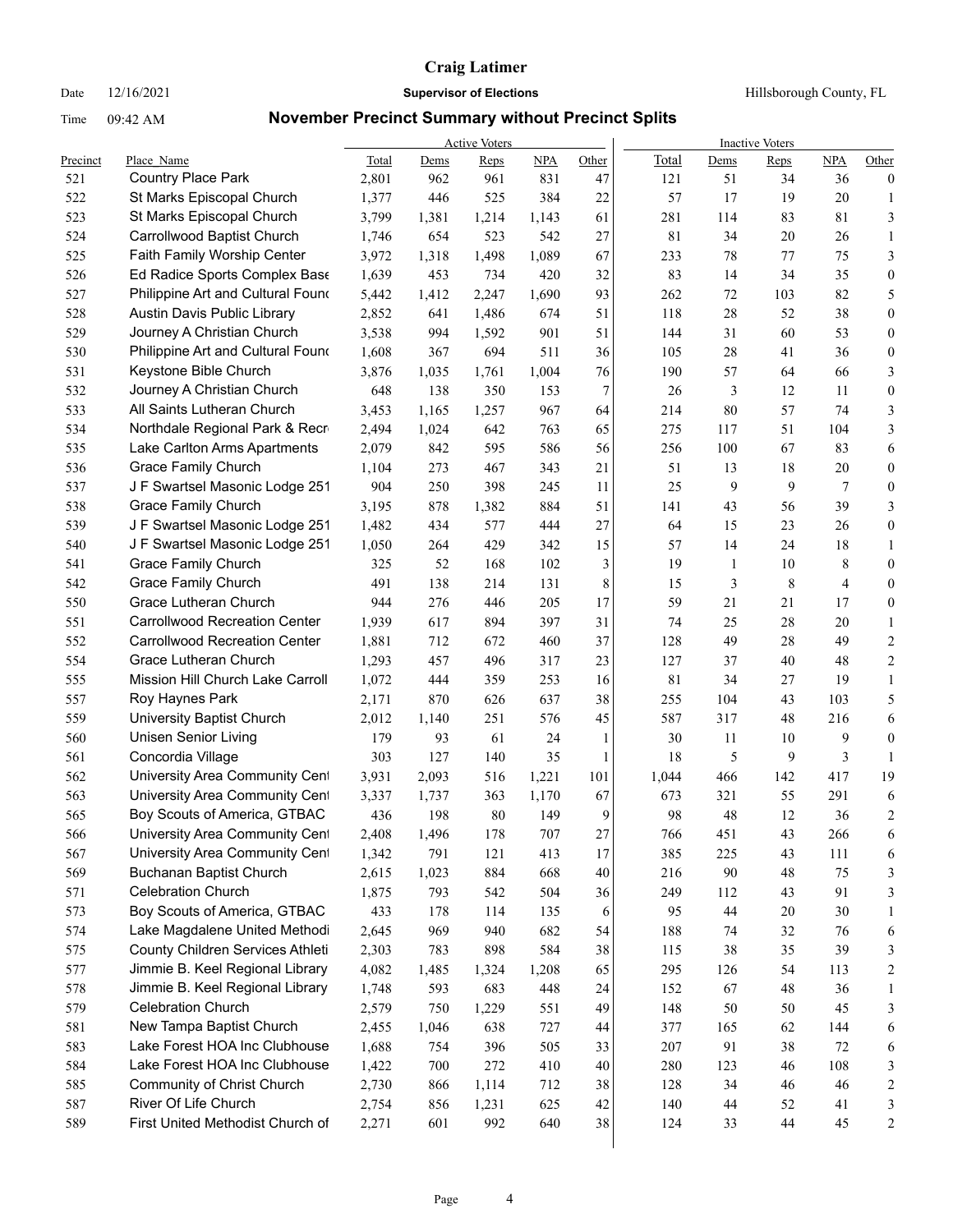| Precinct | Place_Name | Active Voters Total | Active Dems | Active Reps | Active NPA | Active Other | Inactive Voters Total | Inactive Dems | Inactive Reps | Inactive NPA | Inactive Other |
|---|---|---|---|---|---|---|---|---|---|---|---|
| 521 | Country Place Park | 2,801 | 962 | 961 | 831 | 47 | 121 | 51 | 34 | 36 | 0 |
| 522 | St Marks Episcopal Church | 1,377 | 446 | 525 | 384 | 22 | 57 | 17 | 19 | 20 | 1 |
| 523 | St Marks Episcopal Church | 3,799 | 1,381 | 1,214 | 1,143 | 61 | 281 | 114 | 83 | 81 | 3 |
| 524 | Carrollwood Baptist Church | 1,746 | 654 | 523 | 542 | 27 | 81 | 34 | 20 | 26 | 1 |
| 525 | Faith Family Worship Center | 3,972 | 1,318 | 1,498 | 1,089 | 67 | 233 | 78 | 77 | 75 | 3 |
| 526 | Ed Radice Sports Complex Base | 1,639 | 453 | 734 | 420 | 32 | 83 | 14 | 34 | 35 | 0 |
| 527 | Philippine Art and Cultural Founc | 5,442 | 1,412 | 2,247 | 1,690 | 93 | 262 | 72 | 103 | 82 | 5 |
| 528 | Austin Davis Public Library | 2,852 | 641 | 1,486 | 674 | 51 | 118 | 28 | 52 | 38 | 0 |
| 529 | Journey A Christian Church | 3,538 | 994 | 1,592 | 901 | 51 | 144 | 31 | 60 | 53 | 0 |
| 530 | Philippine Art and Cultural Founc | 1,608 | 367 | 694 | 511 | 36 | 105 | 28 | 41 | 36 | 0 |
| 531 | Keystone Bible Church | 3,876 | 1,035 | 1,761 | 1,004 | 76 | 190 | 57 | 64 | 66 | 3 |
| 532 | Journey A Christian Church | 648 | 138 | 350 | 153 | 7 | 26 | 3 | 12 | 11 | 0 |
| 533 | All Saints Lutheran Church | 3,453 | 1,165 | 1,257 | 967 | 64 | 214 | 80 | 57 | 74 | 3 |
| 534 | Northdale Regional Park & Recr | 2,494 | 1,024 | 642 | 763 | 65 | 275 | 117 | 51 | 104 | 3 |
| 535 | Lake Carlton Arms Apartments | 2,079 | 842 | 595 | 586 | 56 | 256 | 100 | 67 | 83 | 6 |
| 536 | Grace Family Church | 1,104 | 273 | 467 | 343 | 21 | 51 | 13 | 18 | 20 | 0 |
| 537 | J F Swartsel Masonic Lodge 251 | 904 | 250 | 398 | 245 | 11 | 25 | 9 | 9 | 7 | 0 |
| 538 | Grace Family Church | 3,195 | 878 | 1,382 | 884 | 51 | 141 | 43 | 56 | 39 | 3 |
| 539 | J F Swartsel Masonic Lodge 251 | 1,482 | 434 | 577 | 444 | 27 | 64 | 15 | 23 | 26 | 0 |
| 540 | J F Swartsel Masonic Lodge 251 | 1,050 | 264 | 429 | 342 | 15 | 57 | 14 | 24 | 18 | 1 |
| 541 | Grace Family Church | 325 | 52 | 168 | 102 | 3 | 19 | 1 | 10 | 8 | 0 |
| 542 | Grace Family Church | 491 | 138 | 214 | 131 | 8 | 15 | 3 | 8 | 4 | 0 |
| 550 | Grace Lutheran Church | 944 | 276 | 446 | 205 | 17 | 59 | 21 | 21 | 17 | 0 |
| 551 | Carrollwood Recreation Center | 1,939 | 617 | 894 | 397 | 31 | 74 | 25 | 28 | 20 | 1 |
| 552 | Carrollwood Recreation Center | 1,881 | 712 | 672 | 460 | 37 | 128 | 49 | 28 | 49 | 2 |
| 554 | Grace Lutheran Church | 1,293 | 457 | 496 | 317 | 23 | 127 | 37 | 40 | 48 | 2 |
| 555 | Mission Hill Church Lake Carroll | 1,072 | 444 | 359 | 253 | 16 | 81 | 34 | 27 | 19 | 1 |
| 557 | Roy Haynes Park | 2,171 | 870 | 626 | 637 | 38 | 255 | 104 | 43 | 103 | 5 |
| 559 | University Baptist Church | 2,012 | 1,140 | 251 | 576 | 45 | 587 | 317 | 48 | 216 | 6 |
| 560 | Unisen Senior Living | 179 | 93 | 61 | 24 | 1 | 30 | 11 | 10 | 9 | 0 |
| 561 | Concordia Village | 303 | 127 | 140 | 35 | 1 | 18 | 5 | 9 | 3 | 1 |
| 562 | University Area Community Cent | 3,931 | 2,093 | 516 | 1,221 | 101 | 1,044 | 466 | 142 | 417 | 19 |
| 563 | University Area Community Cent | 3,337 | 1,737 | 363 | 1,170 | 67 | 673 | 321 | 55 | 291 | 6 |
| 565 | Boy Scouts of America, GTBAC | 436 | 198 | 80 | 149 | 9 | 98 | 48 | 12 | 36 | 2 |
| 566 | University Area Community Cent | 2,408 | 1,496 | 178 | 707 | 27 | 766 | 451 | 43 | 266 | 6 |
| 567 | University Area Community Cent | 1,342 | 791 | 121 | 413 | 17 | 385 | 225 | 43 | 111 | 6 |
| 569 | Buchanan Baptist Church | 2,615 | 1,023 | 884 | 668 | 40 | 216 | 90 | 48 | 75 | 3 |
| 571 | Celebration Church | 1,875 | 793 | 542 | 504 | 36 | 249 | 112 | 43 | 91 | 3 |
| 573 | Boy Scouts of America, GTBAC | 433 | 178 | 114 | 135 | 6 | 95 | 44 | 20 | 30 | 1 |
| 574 | Lake Magdalene United Methodi | 2,645 | 969 | 940 | 682 | 54 | 188 | 74 | 32 | 76 | 6 |
| 575 | County Children Services Athleti | 2,303 | 783 | 898 | 584 | 38 | 115 | 38 | 35 | 39 | 3 |
| 577 | Jimmie B. Keel Regional Library | 4,082 | 1,485 | 1,324 | 1,208 | 65 | 295 | 126 | 54 | 113 | 2 |
| 578 | Jimmie B. Keel Regional Library | 1,748 | 593 | 683 | 448 | 24 | 152 | 67 | 48 | 36 | 1 |
| 579 | Celebration Church | 2,579 | 750 | 1,229 | 551 | 49 | 148 | 50 | 50 | 45 | 3 |
| 581 | New Tampa Baptist Church | 2,455 | 1,046 | 638 | 727 | 44 | 377 | 165 | 62 | 144 | 6 |
| 583 | Lake Forest HOA Inc Clubhouse | 1,688 | 754 | 396 | 505 | 33 | 207 | 91 | 38 | 72 | 6 |
| 584 | Lake Forest HOA Inc Clubhouse | 1,422 | 700 | 272 | 410 | 40 | 280 | 123 | 46 | 108 | 3 |
| 585 | Community of Christ Church | 2,730 | 866 | 1,114 | 712 | 38 | 128 | 34 | 46 | 46 | 2 |
| 587 | River Of Life Church | 2,754 | 856 | 1,231 | 625 | 42 | 140 | 44 | 52 | 41 | 3 |
| 589 | First United Methodist Church of | 2,271 | 601 | 992 | 640 | 38 | 124 | 33 | 44 | 45 | 2 |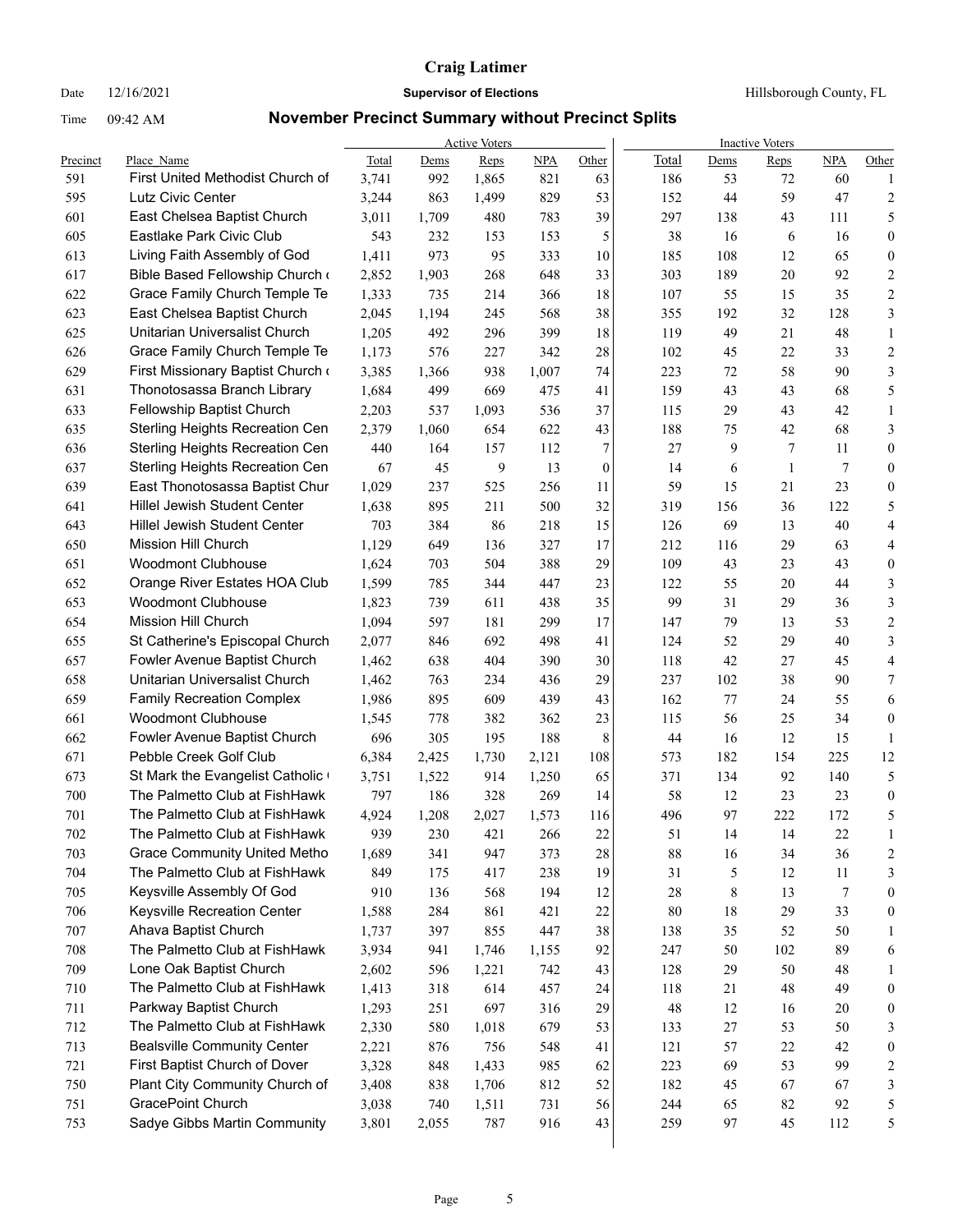## November Precinct Summary without Precinct Splits

| Precinct | Place_Name | Active Voters Total | Active Voters Dems | Active Voters Reps | Active Voters NPA | Active Voters Other | Inactive Voters Total | Inactive Voters Dems | Inactive Voters Reps | Inactive Voters NPA | Inactive Voters Other |
|---|---|---|---|---|---|---|---|---|---|---|---|
| 591 | First United Methodist Church of | 3,741 | 992 | 1,865 | 821 | 63 | 186 | 53 | 72 | 60 | 1 |
| 595 | Lutz Civic Center | 3,244 | 863 | 1,499 | 829 | 53 | 152 | 44 | 59 | 47 | 2 |
| 601 | East Chelsea Baptist Church | 3,011 | 1,709 | 480 | 783 | 39 | 297 | 138 | 43 | 111 | 5 |
| 605 | Eastlake Park Civic Club | 543 | 232 | 153 | 153 | 5 | 38 | 16 | 6 | 16 | 0 |
| 613 | Living Faith Assembly of God | 1,411 | 973 | 95 | 333 | 10 | 185 | 108 | 12 | 65 | 0 |
| 617 | Bible Based Fellowship Church ( | 2,852 | 1,903 | 268 | 648 | 33 | 303 | 189 | 20 | 92 | 2 |
| 622 | Grace Family Church Temple Te | 1,333 | 735 | 214 | 366 | 18 | 107 | 55 | 15 | 35 | 2 |
| 623 | East Chelsea Baptist Church | 2,045 | 1,194 | 245 | 568 | 38 | 355 | 192 | 32 | 128 | 3 |
| 625 | Unitarian Universalist Church | 1,205 | 492 | 296 | 399 | 18 | 119 | 49 | 21 | 48 | 1 |
| 626 | Grace Family Church Temple Te | 1,173 | 576 | 227 | 342 | 28 | 102 | 45 | 22 | 33 | 2 |
| 629 | First Missionary Baptist Church ( | 3,385 | 1,366 | 938 | 1,007 | 74 | 223 | 72 | 58 | 90 | 3 |
| 631 | Thonotosassa Branch Library | 1,684 | 499 | 669 | 475 | 41 | 159 | 43 | 43 | 68 | 5 |
| 633 | Fellowship Baptist Church | 2,203 | 537 | 1,093 | 536 | 37 | 115 | 29 | 43 | 42 | 1 |
| 635 | Sterling Heights Recreation Cen | 2,379 | 1,060 | 654 | 622 | 43 | 188 | 75 | 42 | 68 | 3 |
| 636 | Sterling Heights Recreation Cen | 440 | 164 | 157 | 112 | 7 | 27 | 9 | 7 | 11 | 0 |
| 637 | Sterling Heights Recreation Cen | 67 | 45 | 9 | 13 | 0 | 14 | 6 | 1 | 7 | 0 |
| 639 | East Thonotosassa Baptist Chur | 1,029 | 237 | 525 | 256 | 11 | 59 | 15 | 21 | 23 | 0 |
| 641 | Hillel Jewish Student Center | 1,638 | 895 | 211 | 500 | 32 | 319 | 156 | 36 | 122 | 5 |
| 643 | Hillel Jewish Student Center | 703 | 384 | 86 | 218 | 15 | 126 | 69 | 13 | 40 | 4 |
| 650 | Mission Hill Church | 1,129 | 649 | 136 | 327 | 17 | 212 | 116 | 29 | 63 | 4 |
| 651 | Woodmont Clubhouse | 1,624 | 703 | 504 | 388 | 29 | 109 | 43 | 23 | 43 | 0 |
| 652 | Orange River Estates HOA Club | 1,599 | 785 | 344 | 447 | 23 | 122 | 55 | 20 | 44 | 3 |
| 653 | Woodmont Clubhouse | 1,823 | 739 | 611 | 438 | 35 | 99 | 31 | 29 | 36 | 3 |
| 654 | Mission Hill Church | 1,094 | 597 | 181 | 299 | 17 | 147 | 79 | 13 | 53 | 2 |
| 655 | St Catherine's Episcopal Church | 2,077 | 846 | 692 | 498 | 41 | 124 | 52 | 29 | 40 | 3 |
| 657 | Fowler Avenue Baptist Church | 1,462 | 638 | 404 | 390 | 30 | 118 | 42 | 27 | 45 | 4 |
| 658 | Unitarian Universalist Church | 1,462 | 763 | 234 | 436 | 29 | 237 | 102 | 38 | 90 | 7 |
| 659 | Family Recreation Complex | 1,986 | 895 | 609 | 439 | 43 | 162 | 77 | 24 | 55 | 6 |
| 661 | Woodmont Clubhouse | 1,545 | 778 | 382 | 362 | 23 | 115 | 56 | 25 | 34 | 0 |
| 662 | Fowler Avenue Baptist Church | 696 | 305 | 195 | 188 | 8 | 44 | 16 | 12 | 15 | 1 |
| 671 | Pebble Creek Golf Club | 6,384 | 2,425 | 1,730 | 2,121 | 108 | 573 | 182 | 154 | 225 | 12 |
| 673 | St Mark the Evangelist Catholic ( | 3,751 | 1,522 | 914 | 1,250 | 65 | 371 | 134 | 92 | 140 | 5 |
| 700 | The Palmetto Club at FishHawk | 797 | 186 | 328 | 269 | 14 | 58 | 12 | 23 | 23 | 0 |
| 701 | The Palmetto Club at FishHawk | 4,924 | 1,208 | 2,027 | 1,573 | 116 | 496 | 97 | 222 | 172 | 5 |
| 702 | The Palmetto Club at FishHawk | 939 | 230 | 421 | 266 | 22 | 51 | 14 | 14 | 22 | 1 |
| 703 | Grace Community United Metho | 1,689 | 341 | 947 | 373 | 28 | 88 | 16 | 34 | 36 | 2 |
| 704 | The Palmetto Club at FishHawk | 849 | 175 | 417 | 238 | 19 | 31 | 5 | 12 | 11 | 3 |
| 705 | Keysville Assembly Of God | 910 | 136 | 568 | 194 | 12 | 28 | 8 | 13 | 7 | 0 |
| 706 | Keysville Recreation Center | 1,588 | 284 | 861 | 421 | 22 | 80 | 18 | 29 | 33 | 0 |
| 707 | Ahava Baptist Church | 1,737 | 397 | 855 | 447 | 38 | 138 | 35 | 52 | 50 | 1 |
| 708 | The Palmetto Club at FishHawk | 3,934 | 941 | 1,746 | 1,155 | 92 | 247 | 50 | 102 | 89 | 6 |
| 709 | Lone Oak Baptist Church | 2,602 | 596 | 1,221 | 742 | 43 | 128 | 29 | 50 | 48 | 1 |
| 710 | The Palmetto Club at FishHawk | 1,413 | 318 | 614 | 457 | 24 | 118 | 21 | 48 | 49 | 0 |
| 711 | Parkway Baptist Church | 1,293 | 251 | 697 | 316 | 29 | 48 | 12 | 16 | 20 | 0 |
| 712 | The Palmetto Club at FishHawk | 2,330 | 580 | 1,018 | 679 | 53 | 133 | 27 | 53 | 50 | 3 |
| 713 | Bealsville Community Center | 2,221 | 876 | 756 | 548 | 41 | 121 | 57 | 22 | 42 | 0 |
| 721 | First Baptist Church of Dover | 3,328 | 848 | 1,433 | 985 | 62 | 223 | 69 | 53 | 99 | 2 |
| 750 | Plant City Community Church of | 3,408 | 838 | 1,706 | 812 | 52 | 182 | 45 | 67 | 67 | 3 |
| 751 | GracePoint Church | 3,038 | 740 | 1,511 | 731 | 56 | 244 | 65 | 82 | 92 | 5 |
| 753 | Sadye Gibbs Martin Community | 3,801 | 2,055 | 787 | 916 | 43 | 259 | 97 | 45 | 112 | 5 |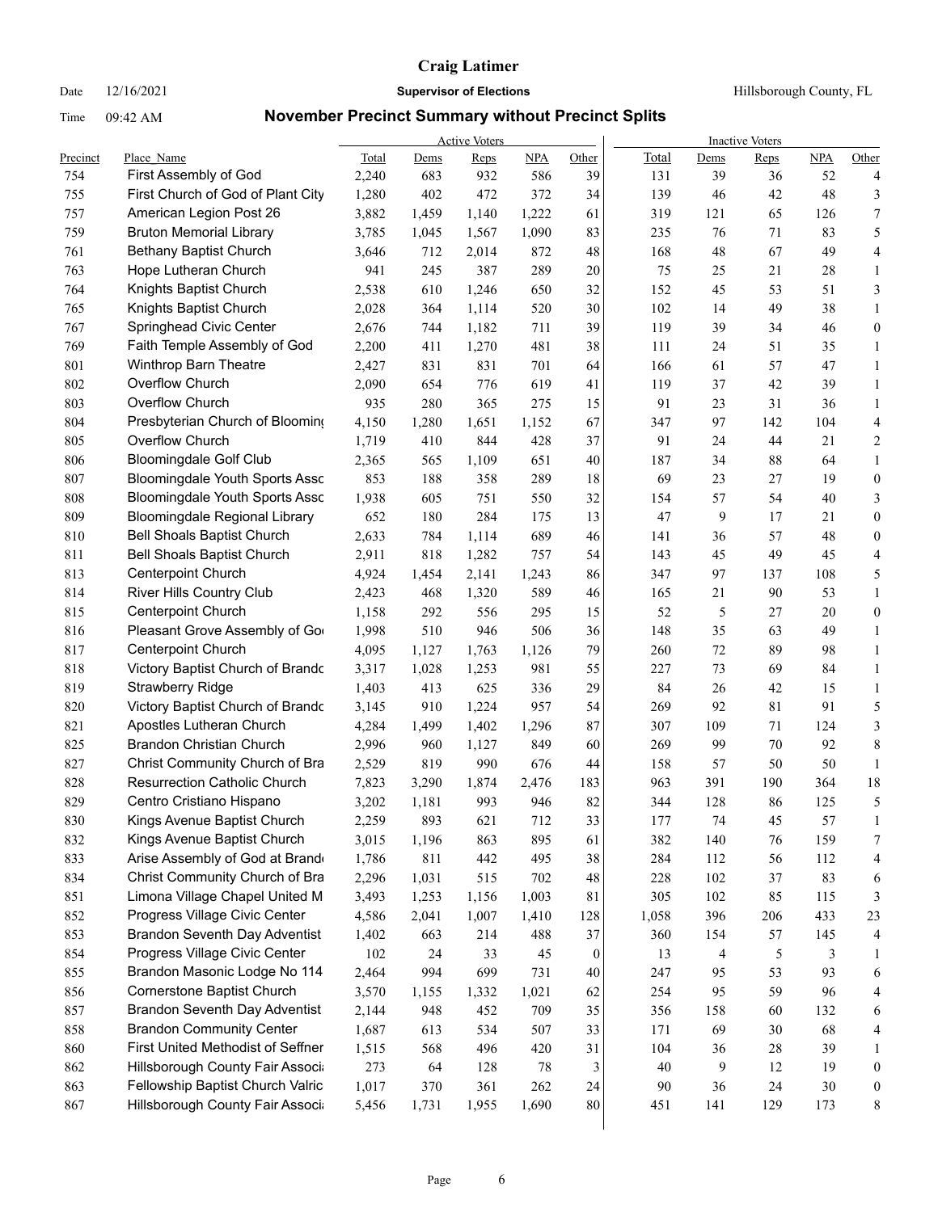# Craig Latimer

Date 12/16/2021 **Supervisor of Elections** Hillsborough County, FL

Time 09:42 AM **November Precinct Summary without Precinct Splits**

| | | Active Voters | | | | | Inactive Voters | | | | |
|---|---|---|---|---|---|---|---|---|---|---|---|
| Precinct | Place_Name | Total | Dems | Reps | NPA | Other | Total | Dems | Reps | NPA | Other |
| 754 | First Assembly of God | 2,240 | 683 | 932 | 586 | 39 | 131 | 39 | 36 | 52 | 4 |
| 755 | First Church of God of Plant City | 1,280 | 402 | 472 | 372 | 34 | 139 | 46 | 42 | 48 | 3 |
| 757 | American Legion Post 26 | 3,882 | 1,459 | 1,140 | 1,222 | 61 | 319 | 121 | 65 | 126 | 7 |
| 759 | Bruton Memorial Library | 3,785 | 1,045 | 1,567 | 1,090 | 83 | 235 | 76 | 71 | 83 | 5 |
| 761 | Bethany Baptist Church | 3,646 | 712 | 2,014 | 872 | 48 | 168 | 48 | 67 | 49 | 4 |
| 763 | Hope Lutheran Church | 941 | 245 | 387 | 289 | 20 | 75 | 25 | 21 | 28 | 1 |
| 764 | Knights Baptist Church | 2,538 | 610 | 1,246 | 650 | 32 | 152 | 45 | 53 | 51 | 3 |
| 765 | Knights Baptist Church | 2,028 | 364 | 1,114 | 520 | 30 | 102 | 14 | 49 | 38 | 1 |
| 767 | Springhead Civic Center | 2,676 | 744 | 1,182 | 711 | 39 | 119 | 39 | 34 | 46 | 0 |
| 769 | Faith Temple Assembly of God | 2,200 | 411 | 1,270 | 481 | 38 | 111 | 24 | 51 | 35 | 1 |
| 801 | Winthrop Barn Theatre | 2,427 | 831 | 831 | 701 | 64 | 166 | 61 | 57 | 47 | 1 |
| 802 | Overflow Church | 2,090 | 654 | 776 | 619 | 41 | 119 | 37 | 42 | 39 | 1 |
| 803 | Overflow Church | 935 | 280 | 365 | 275 | 15 | 91 | 23 | 31 | 36 | 1 |
| 804 | Presbyterian Church of Blooming | 4,150 | 1,280 | 1,651 | 1,152 | 67 | 347 | 97 | 142 | 104 | 4 |
| 805 | Overflow Church | 1,719 | 410 | 844 | 428 | 37 | 91 | 24 | 44 | 21 | 2 |
| 806 | Bloomingdale Golf Club | 2,365 | 565 | 1,109 | 651 | 40 | 187 | 34 | 88 | 64 | 1 |
| 807 | Bloomingdale Youth Sports Assc | 853 | 188 | 358 | 289 | 18 | 69 | 23 | 27 | 19 | 0 |
| 808 | Bloomingdale Youth Sports Assc | 1,938 | 605 | 751 | 550 | 32 | 154 | 57 | 54 | 40 | 3 |
| 809 | Bloomingdale Regional Library | 652 | 180 | 284 | 175 | 13 | 47 | 9 | 17 | 21 | 0 |
| 810 | Bell Shoals Baptist Church | 2,633 | 784 | 1,114 | 689 | 46 | 141 | 36 | 57 | 48 | 0 |
| 811 | Bell Shoals Baptist Church | 2,911 | 818 | 1,282 | 757 | 54 | 143 | 45 | 49 | 45 | 4 |
| 813 | Centerpoint Church | 4,924 | 1,454 | 2,141 | 1,243 | 86 | 347 | 97 | 137 | 108 | 5 |
| 814 | River Hills Country Club | 2,423 | 468 | 1,320 | 589 | 46 | 165 | 21 | 90 | 53 | 1 |
| 815 | Centerpoint Church | 1,158 | 292 | 556 | 295 | 15 | 52 | 5 | 27 | 20 | 0 |
| 816 | Pleasant Grove Assembly of Go | 1,998 | 510 | 946 | 506 | 36 | 148 | 35 | 63 | 49 | 1 |
| 817 | Centerpoint Church | 4,095 | 1,127 | 1,763 | 1,126 | 79 | 260 | 72 | 89 | 98 | 1 |
| 818 | Victory Baptist Church of Brando | 3,317 | 1,028 | 1,253 | 981 | 55 | 227 | 73 | 69 | 84 | 1 |
| 819 | Strawberry Ridge | 1,403 | 413 | 625 | 336 | 29 | 84 | 26 | 42 | 15 | 1 |
| 820 | Victory Baptist Church of Brando | 3,145 | 910 | 1,224 | 957 | 54 | 269 | 92 | 81 | 91 | 5 |
| 821 | Apostles Lutheran Church | 4,284 | 1,499 | 1,402 | 1,296 | 87 | 307 | 109 | 71 | 124 | 3 |
| 825 | Brandon Christian Church | 2,996 | 960 | 1,127 | 849 | 60 | 269 | 99 | 70 | 92 | 8 |
| 827 | Christ Community Church of Bra | 2,529 | 819 | 990 | 676 | 44 | 158 | 57 | 50 | 50 | 1 |
| 828 | Resurrection Catholic Church | 7,823 | 3,290 | 1,874 | 2,476 | 183 | 963 | 391 | 190 | 364 | 18 |
| 829 | Centro Cristiano Hispano | 3,202 | 1,181 | 993 | 946 | 82 | 344 | 128 | 86 | 125 | 5 |
| 830 | Kings Avenue Baptist Church | 2,259 | 893 | 621 | 712 | 33 | 177 | 74 | 45 | 57 | 1 |
| 832 | Kings Avenue Baptist Church | 3,015 | 1,196 | 863 | 895 | 61 | 382 | 140 | 76 | 159 | 7 |
| 833 | Arise Assembly of God at Brand | 1,786 | 811 | 442 | 495 | 38 | 284 | 112 | 56 | 112 | 4 |
| 834 | Christ Community Church of Bra | 2,296 | 1,031 | 515 | 702 | 48 | 228 | 102 | 37 | 83 | 6 |
| 851 | Limona Village Chapel United M | 3,493 | 1,253 | 1,156 | 1,003 | 81 | 305 | 102 | 85 | 115 | 3 |
| 852 | Progress Village Civic Center | 4,586 | 2,041 | 1,007 | 1,410 | 128 | 1,058 | 396 | 206 | 433 | 23 |
| 853 | Brandon Seventh Day Adventist | 1,402 | 663 | 214 | 488 | 37 | 360 | 154 | 57 | 145 | 4 |
| 854 | Progress Village Civic Center | 102 | 24 | 33 | 45 | 0 | 13 | 4 | 5 | 3 | 1 |
| 855 | Brandon Masonic Lodge No 114 | 2,464 | 994 | 699 | 731 | 40 | 247 | 95 | 53 | 93 | 6 |
| 856 | Cornerstone Baptist Church | 3,570 | 1,155 | 1,332 | 1,021 | 62 | 254 | 95 | 59 | 96 | 4 |
| 857 | Brandon Seventh Day Adventist | 2,144 | 948 | 452 | 709 | 35 | 356 | 158 | 60 | 132 | 6 |
| 858 | Brandon Community Center | 1,687 | 613 | 534 | 507 | 33 | 171 | 69 | 30 | 68 | 4 |
| 860 | First United Methodist of Seffner | 1,515 | 568 | 496 | 420 | 31 | 104 | 36 | 28 | 39 | 1 |
| 862 | Hillsborough County Fair Associ | 273 | 64 | 128 | 78 | 3 | 40 | 9 | 12 | 19 | 0 |
| 863 | Fellowship Baptist Church Valric | 1,017 | 370 | 361 | 262 | 24 | 90 | 36 | 24 | 30 | 0 |
| 867 | Hillsborough County Fair Associ | 5,456 | 1,731 | 1,955 | 1,690 | 80 | 451 | 141 | 129 | 173 | 8 |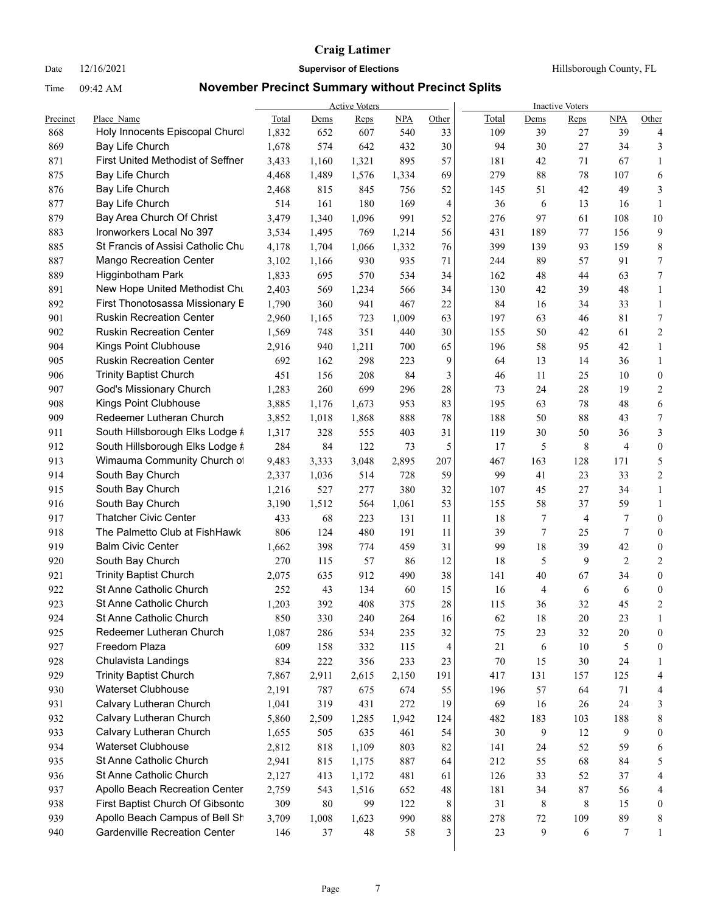# Craig Latimer

Date 12/16/2021 **Supervisor of Elections** Hillsborough County, FL

Time 09:42 AM **November Precinct Summary without Precinct Splits**

| | | Active Voters | | | | | Inactive Voters | | | | |
|---|---|---|---|---|---|---|---|---|---|---|---|
| Precinct | Place_Name | Total | Dems | Reps | NPA | Other | Total | Dems | Reps | NPA | Other |
| 868 | Holy Innocents Episcopal Churcl | 1,832 | 652 | 607 | 540 | 33 | 109 | 39 | 27 | 39 | 4 |
| 869 | Bay Life Church | 1,678 | 574 | 642 | 432 | 30 | 94 | 30 | 27 | 34 | 3 |
| 871 | First United Methodist of Seffner | 3,433 | 1,160 | 1,321 | 895 | 57 | 181 | 42 | 71 | 67 | 1 |
| 875 | Bay Life Church | 4,468 | 1,489 | 1,576 | 1,334 | 69 | 279 | 88 | 78 | 107 | 6 |
| 876 | Bay Life Church | 2,468 | 815 | 845 | 756 | 52 | 145 | 51 | 42 | 49 | 3 |
| 877 | Bay Life Church | 514 | 161 | 180 | 169 | 4 | 36 | 6 | 13 | 16 | 1 |
| 879 | Bay Area Church Of Christ | 3,479 | 1,340 | 1,096 | 991 | 52 | 276 | 97 | 61 | 108 | 10 |
| 883 | Ironworkers Local No 397 | 3,534 | 1,495 | 769 | 1,214 | 56 | 431 | 189 | 77 | 156 | 9 |
| 885 | St Francis of Assisi Catholic Chu | 4,178 | 1,704 | 1,066 | 1,332 | 76 | 399 | 139 | 93 | 159 | 8 |
| 887 | Mango Recreation Center | 3,102 | 1,166 | 930 | 935 | 71 | 244 | 89 | 57 | 91 | 7 |
| 889 | Higginbotham Park | 1,833 | 695 | 570 | 534 | 34 | 162 | 48 | 44 | 63 | 7 |
| 891 | New Hope United Methodist Chu | 2,403 | 569 | 1,234 | 566 | 34 | 130 | 42 | 39 | 48 | 1 |
| 892 | First Thonotosassa Missionary E | 1,790 | 360 | 941 | 467 | 22 | 84 | 16 | 34 | 33 | 1 |
| 901 | Ruskin Recreation Center | 2,960 | 1,165 | 723 | 1,009 | 63 | 197 | 63 | 46 | 81 | 7 |
| 902 | Ruskin Recreation Center | 1,569 | 748 | 351 | 440 | 30 | 155 | 50 | 42 | 61 | 2 |
| 904 | Kings Point Clubhouse | 2,916 | 940 | 1,211 | 700 | 65 | 196 | 58 | 95 | 42 | 1 |
| 905 | Ruskin Recreation Center | 692 | 162 | 298 | 223 | 9 | 64 | 13 | 14 | 36 | 1 |
| 906 | Trinity Baptist Church | 451 | 156 | 208 | 84 | 3 | 46 | 11 | 25 | 10 | 0 |
| 907 | God's Missionary Church | 1,283 | 260 | 699 | 296 | 28 | 73 | 24 | 28 | 19 | 2 |
| 908 | Kings Point Clubhouse | 3,885 | 1,176 | 1,673 | 953 | 83 | 195 | 63 | 78 | 48 | 6 |
| 909 | Redeemer Lutheran Church | 3,852 | 1,018 | 1,868 | 888 | 78 | 188 | 50 | 88 | 43 | 7 |
| 911 | South Hillsborough Elks Lodge # | 1,317 | 328 | 555 | 403 | 31 | 119 | 30 | 50 | 36 | 3 |
| 912 | South Hillsborough Elks Lodge # | 284 | 84 | 122 | 73 | 5 | 17 | 5 | 8 | 4 | 0 |
| 913 | Wimauma Community Church of | 9,483 | 3,333 | 3,048 | 2,895 | 207 | 467 | 163 | 128 | 171 | 5 |
| 914 | South Bay Church | 2,337 | 1,036 | 514 | 728 | 59 | 99 | 41 | 23 | 33 | 2 |
| 915 | South Bay Church | 1,216 | 527 | 277 | 380 | 32 | 107 | 45 | 27 | 34 | 1 |
| 916 | South Bay Church | 3,190 | 1,512 | 564 | 1,061 | 53 | 155 | 58 | 37 | 59 | 1 |
| 917 | Thatcher Civic Center | 433 | 68 | 223 | 131 | 11 | 18 | 7 | 4 | 7 | 0 |
| 918 | The Palmetto Club at FishHawk | 806 | 124 | 480 | 191 | 11 | 39 | 7 | 25 | 7 | 0 |
| 919 | Balm Civic Center | 1,662 | 398 | 774 | 459 | 31 | 99 | 18 | 39 | 42 | 0 |
| 920 | South Bay Church | 270 | 115 | 57 | 86 | 12 | 18 | 5 | 9 | 2 | 2 |
| 921 | Trinity Baptist Church | 2,075 | 635 | 912 | 490 | 38 | 141 | 40 | 67 | 34 | 0 |
| 922 | St Anne Catholic Church | 252 | 43 | 134 | 60 | 15 | 16 | 4 | 6 | 6 | 0 |
| 923 | St Anne Catholic Church | 1,203 | 392 | 408 | 375 | 28 | 115 | 36 | 32 | 45 | 2 |
| 924 | St Anne Catholic Church | 850 | 330 | 240 | 264 | 16 | 62 | 18 | 20 | 23 | 1 |
| 925 | Redeemer Lutheran Church | 1,087 | 286 | 534 | 235 | 32 | 75 | 23 | 32 | 20 | 0 |
| 927 | Freedom Plaza | 609 | 158 | 332 | 115 | 4 | 21 | 6 | 10 | 5 | 0 |
| 928 | Chulavista Landings | 834 | 222 | 356 | 233 | 23 | 70 | 15 | 30 | 24 | 1 |
| 929 | Trinity Baptist Church | 7,867 | 2,911 | 2,615 | 2,150 | 191 | 417 | 131 | 157 | 125 | 4 |
| 930 | Waterset Clubhouse | 2,191 | 787 | 675 | 674 | 55 | 196 | 57 | 64 | 71 | 4 |
| 931 | Calvary Lutheran Church | 1,041 | 319 | 431 | 272 | 19 | 69 | 16 | 26 | 24 | 3 |
| 932 | Calvary Lutheran Church | 5,860 | 2,509 | 1,285 | 1,942 | 124 | 482 | 183 | 103 | 188 | 8 |
| 933 | Calvary Lutheran Church | 1,655 | 505 | 635 | 461 | 54 | 30 | 9 | 12 | 9 | 0 |
| 934 | Waterset Clubhouse | 2,812 | 818 | 1,109 | 803 | 82 | 141 | 24 | 52 | 59 | 6 |
| 935 | St Anne Catholic Church | 2,941 | 815 | 1,175 | 887 | 64 | 212 | 55 | 68 | 84 | 5 |
| 936 | St Anne Catholic Church | 2,127 | 413 | 1,172 | 481 | 61 | 126 | 33 | 52 | 37 | 4 |
| 937 | Apollo Beach Recreation Center | 2,759 | 543 | 1,516 | 652 | 48 | 181 | 34 | 87 | 56 | 4 |
| 938 | First Baptist Church Of Gibsonto | 309 | 80 | 99 | 122 | 8 | 31 | 8 | 8 | 15 | 0 |
| 939 | Apollo Beach Campus of Bell Sh | 3,709 | 1,008 | 1,623 | 990 | 88 | 278 | 72 | 109 | 89 | 8 |
| 940 | Gardenville Recreation Center | 146 | 37 | 48 | 58 | 3 | 23 | 9 | 6 | 7 | 1 |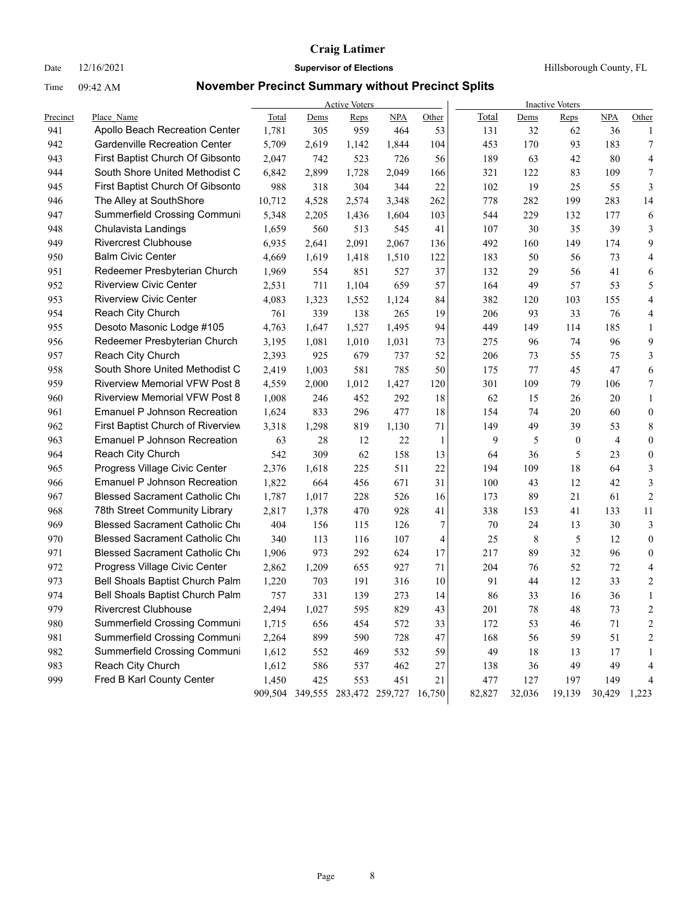# Craig Latimer

Date 12/16/2021 **Supervisor of Elections** Hillsborough County, FL

Time 09:42 AM **November Precinct Summary without Precinct Splits**

| | | Active Voters | | | | | Inactive Voters | | | | |
|---|---|---|---|---|---|---|---|---|---|---|---|
| Precinct | Place_Name | Total | Dems | Reps | NPA | Other | Total | Dems | Reps | NPA | Other |
| 941 | Apollo Beach Recreation Center | 1,781 | 305 | 959 | 464 | 53 | 131 | 32 | 62 | 36 | 1 |
| 942 | Gardenville Recreation Center | 5,709 | 2,619 | 1,142 | 1,844 | 104 | 453 | 170 | 93 | 183 | 7 |
| 943 | First Baptist Church Of Gibsonto | 2,047 | 742 | 523 | 726 | 56 | 189 | 63 | 42 | 80 | 4 |
| 944 | South Shore United Methodist C | 6,842 | 2,899 | 1,728 | 2,049 | 166 | 321 | 122 | 83 | 109 | 7 |
| 945 | First Baptist Church Of Gibsonto | 988 | 318 | 304 | 344 | 22 | 102 | 19 | 25 | 55 | 3 |
| 946 | The Alley at SouthShore | 10,712 | 4,528 | 2,574 | 3,348 | 262 | 778 | 282 | 199 | 283 | 14 |
| 947 | Summerfield Crossing Communi | 5,348 | 2,205 | 1,436 | 1,604 | 103 | 544 | 229 | 132 | 177 | 6 |
| 948 | Chulavista Landings | 1,659 | 560 | 513 | 545 | 41 | 107 | 30 | 35 | 39 | 3 |
| 949 | Rivercrest Clubhouse | 6,935 | 2,641 | 2,091 | 2,067 | 136 | 492 | 160 | 149 | 174 | 9 |
| 950 | Balm Civic Center | 4,669 | 1,619 | 1,418 | 1,510 | 122 | 183 | 50 | 56 | 73 | 4 |
| 951 | Redeemer Presbyterian Church | 1,969 | 554 | 851 | 527 | 37 | 132 | 29 | 56 | 41 | 6 |
| 952 | Riverview Civic Center | 2,531 | 711 | 1,104 | 659 | 57 | 164 | 49 | 57 | 53 | 5 |
| 953 | Riverview Civic Center | 4,083 | 1,323 | 1,552 | 1,124 | 84 | 382 | 120 | 103 | 155 | 4 |
| 954 | Reach City Church | 761 | 339 | 138 | 265 | 19 | 206 | 93 | 33 | 76 | 4 |
| 955 | Desoto Masonic Lodge #105 | 4,763 | 1,647 | 1,527 | 1,495 | 94 | 449 | 149 | 114 | 185 | 1 |
| 956 | Redeemer Presbyterian Church | 3,195 | 1,081 | 1,010 | 1,031 | 73 | 275 | 96 | 74 | 96 | 9 |
| 957 | Reach City Church | 2,393 | 925 | 679 | 737 | 52 | 206 | 73 | 55 | 75 | 3 |
| 958 | South Shore United Methodist C | 2,419 | 1,003 | 581 | 785 | 50 | 175 | 77 | 45 | 47 | 6 |
| 959 | Riverview Memorial VFW Post 8 | 4,559 | 2,000 | 1,012 | 1,427 | 120 | 301 | 109 | 79 | 106 | 7 |
| 960 | Riverview Memorial VFW Post 8 | 1,008 | 246 | 452 | 292 | 18 | 62 | 15 | 26 | 20 | 1 |
| 961 | Emanuel P Johnson Recreation | 1,624 | 833 | 296 | 477 | 18 | 154 | 74 | 20 | 60 | 0 |
| 962 | First Baptist Church of Riverview | 3,318 | 1,298 | 819 | 1,130 | 71 | 149 | 49 | 39 | 53 | 8 |
| 963 | Emanuel P Johnson Recreation | 63 | 28 | 12 | 22 | 1 | 9 | 5 | 0 | 4 | 0 |
| 964 | Reach City Church | 542 | 309 | 62 | 158 | 13 | 64 | 36 | 5 | 23 | 0 |
| 965 | Progress Village Civic Center | 2,376 | 1,618 | 225 | 511 | 22 | 194 | 109 | 18 | 64 | 3 |
| 966 | Emanuel P Johnson Recreation | 1,822 | 664 | 456 | 671 | 31 | 100 | 43 | 12 | 42 | 3 |
| 967 | Blessed Sacrament Catholic Chu | 1,787 | 1,017 | 228 | 526 | 16 | 173 | 89 | 21 | 61 | 2 |
| 968 | 78th Street Community Library | 2,817 | 1,378 | 470 | 928 | 41 | 338 | 153 | 41 | 133 | 11 |
| 969 | Blessed Sacrament Catholic Chu | 404 | 156 | 115 | 126 | 7 | 70 | 24 | 13 | 30 | 3 |
| 970 | Blessed Sacrament Catholic Chu | 340 | 113 | 116 | 107 | 4 | 25 | 8 | 5 | 12 | 0 |
| 971 | Blessed Sacrament Catholic Chu | 1,906 | 973 | 292 | 624 | 17 | 217 | 89 | 32 | 96 | 0 |
| 972 | Progress Village Civic Center | 2,862 | 1,209 | 655 | 927 | 71 | 204 | 76 | 52 | 72 | 4 |
| 973 | Bell Shoals Baptist Church Palm | 1,220 | 703 | 191 | 316 | 10 | 91 | 44 | 12 | 33 | 2 |
| 974 | Bell Shoals Baptist Church Palm | 757 | 331 | 139 | 273 | 14 | 86 | 33 | 16 | 36 | 1 |
| 979 | Rivercrest Clubhouse | 2,494 | 1,027 | 595 | 829 | 43 | 201 | 78 | 48 | 73 | 2 |
| 980 | Summerfield Crossing Communi | 1,715 | 656 | 454 | 572 | 33 | 172 | 53 | 46 | 71 | 2 |
| 981 | Summerfield Crossing Communi | 2,264 | 899 | 590 | 728 | 47 | 168 | 56 | 59 | 51 | 2 |
| 982 | Summerfield Crossing Communi | 1,612 | 552 | 469 | 532 | 59 | 49 | 18 | 13 | 17 | 1 |
| 983 | Reach City Church | 1,612 | 586 | 537 | 462 | 27 | 138 | 36 | 49 | 49 | 4 |
| 999 | Fred B Karl County Center | 1,450 | 425 | 553 | 451 | 21 | 477 | 127 | 197 | 149 | 4 |
| | | 909,504 | 349,555 | 283,472 | 259,727 | 16,750 | 82,827 | 32,036 | 19,139 | 30,429 | 1,223 |